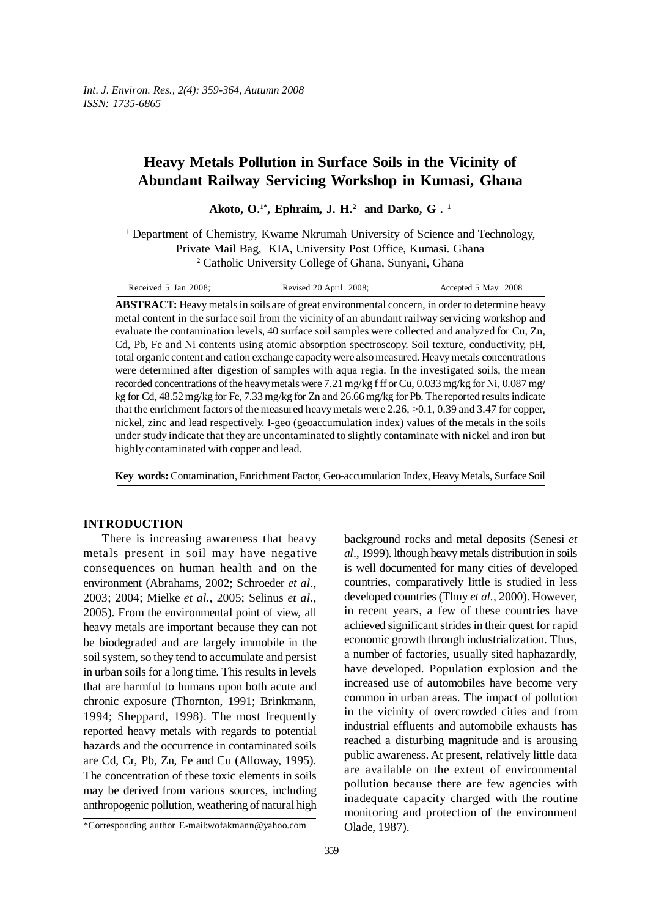# Heavy Metals Pollution in Surface Soils in the Vicinity of Abundant Railway Servicing Workshop in Kumasi, Ghana

**Akoto, O.[1*], Ephraim, J. H.[2] and Darko, G . [1]**

[1] Department of Chemistry, Kwame Nkrumah University of Science and Technology, Private Mail Bag, KIA, University Post Office, Kumasi. Ghana

[2] Catholic University College of Ghana, Sunyani, Ghana

Received 5 Jan 2008; Revised 20 April 2008; Accepted 5 May 2008

**ABSTRACT:** Heavy metals in soils are of great environmental concern, in order to determine heavy metal content in the surface soil from the vicinity of an abundant railway servicing workshop and evaluate the contamination levels, 40 surface soil samples were collected and analyzed for Cu, Zn, Cd, Pb, Fe and Ni contents using atomic absorption spectroscopy. Soil texture, conductivity, pH, total organic content and cation exchange capacity were also measured. Heavy metals concentrations were determined after digestion of samples with aqua regia. In the investigated soils, the mean recorded concentrations of the heavy metals were 7.21 mg/kg f ff or Cu, 0.033 mg/kg for Ni, 0.087 mg/kg for Cd, 48.52 mg/kg for Fe, 7.33 mg/kg for Zn and 26.66 mg/kg for Pb. The reported results indicate that the enrichment factors of the measured heavy metals were 2.26, >0.1, 0.39 and 3.47 for copper, nickel, zinc and lead respectively. I-geo (geoaccumulation index) values of the metals in the soils under study indicate that they are uncontaminated to slightly contaminate with nickel and iron but highly contaminated with copper and lead.

**Key words:** Contamination, Enrichment Factor, Geo-accumulation Index, Heavy Metals, Surface Soil

## INTRODUCTION

There is increasing awareness that heavy metals present in soil may have negative consequences on human health and on the environment (Abrahams, 2002; Schroeder *et al.*, 2003; 2004; Mielke *et al.*, 2005; Selinus *et al.*, 2005). From the environmental point of view, all heavy metals are important because they can not be biodegraded and are largely immobile in the soil system, so they tend to accumulate and persist in urban soils for a long time. This results in levels that are harmful to humans upon both acute and chronic exposure (Thornton, 1991; Brinkmann, 1994; Sheppard, 1998). The most frequently reported heavy metals with regards to potential hazards and the occurrence in contaminated soils are Cd, Cr, Pb, Zn, Fe and Cu (Alloway, 1995). The concentration of these toxic elements in soils may be derived from various sources, including anthropogenic pollution, weathering of natural high background rocks and metal deposits (Senesi *et al*., 1999). lthough heavy metals distribution in soils is well documented for many cities of developed countries, comparatively little is studied in less developed countries (Thuy *et al.*, 2000). However, in recent years, a few of these countries have achieved significant strides in their quest for rapid economic growth through industrialization. Thus, a number of factories, usually sited haphazardly, have developed. Population explosion and the increased use of automobiles have become very common in urban areas. The impact of pollution in the vicinity of overcrowded cities and from industrial effluents and automobile exhausts has reached a disturbing magnitude and is arousing public awareness. At present, relatively little data are available on the extent of environmental pollution because there are few agencies with inadequate capacity charged with the routine monitoring and protection of the environment Olade, 1987).

\*Corresponding author E-mail:wofakmann@yahoo.com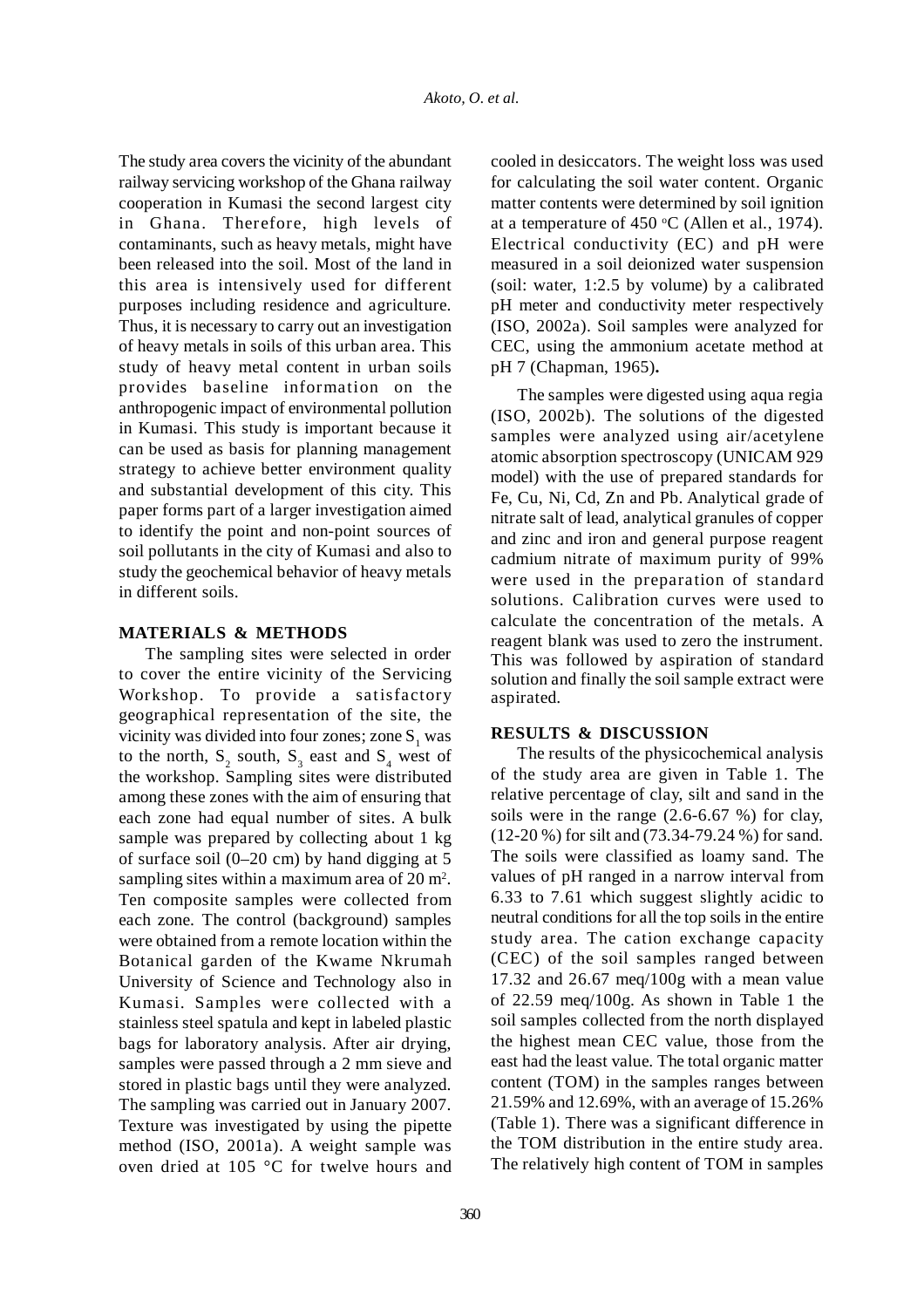The study area covers the vicinity of the abundant railway servicing workshop of the Ghana railway cooperation in Kumasi the second largest city in Ghana. Therefore, high levels of contaminants, such as heavy metals, might have been released into the soil. Most of the land in this area is intensively used for different purposes including residence and agriculture. Thus, it is necessary to carry out an investigation of heavy metals in soils of this urban area. This study of heavy metal content in urban soils provides baseline information on the anthropogenic impact of environmental pollution in Kumasi. This study is important because it can be used as basis for planning management strategy to achieve better environment quality and substantial development of this city. This paper forms part of a larger investigation aimed to identify the point and non-point sources of soil pollutants in the city of Kumasi and also to study the geochemical behavior of heavy metals in different soils.

## MATERIALS & METHODS

The sampling sites were selected in order to cover the entire vicinity of the Servicing Workshop. To provide a satisfactory geographical representation of the site, the vicinity was divided into four zones; zone $S_1$ was to the north, $S_2$ south, $S_3$ east and $S_4$ west of the workshop. Sampling sites were distributed among these zones with the aim of ensuring that each zone had equal number of sites. A bulk sample was prepared by collecting about 1 kg of surface soil (0–20 cm) by hand digging at 5 sampling sites within a maximum area of 20 $m^2$. Ten composite samples were collected from each zone. The control (background) samples were obtained from a remote location within the Botanical garden of the Kwame Nkrumah University of Science and Technology also in Kumasi. Samples were collected with a stainless steel spatula and kept in labeled plastic bags for laboratory analysis. After air drying, samples were passed through a 2 mm sieve and stored in plastic bags until they were analyzed. The sampling was carried out in January 2007. Texture was investigated by using the pipette method (ISO, 2001a). A weight sample was oven dried at 105 °C for twelve hours and cooled in desiccators. The weight loss was used for calculating the soil water content. Organic matter contents were determined by soil ignition at a temperature of 450 $^{o}$C (Allen et al., 1974). Electrical conductivity (EC) and pH were measured in a soil deionized water suspension (soil: water, 1:2.5 by volume) by a calibrated pH meter and conductivity meter respectively (ISO, 2002a). Soil samples were analyzed for CEC, using the ammonium acetate method at pH 7 (Chapman, 1965).

The samples were digested using aqua regia (ISO, 2002b). The solutions of the digested samples were analyzed using air/acetylene atomic absorption spectroscopy (UNICAM 929 model) with the use of prepared standards for Fe, Cu, Ni, Cd, Zn and Pb. Analytical grade of nitrate salt of lead, analytical granules of copper and zinc and iron and general purpose reagent cadmium nitrate of maximum purity of 99% were used in the preparation of standard solutions. Calibration curves were used to calculate the concentration of the metals. A reagent blank was used to zero the instrument. This was followed by aspiration of standard solution and finally the soil sample extract were aspirated.

## RESULTS & DISCUSSION

The results of the physicochemical analysis of the study area are given in Table 1. The relative percentage of clay, silt and sand in the soils were in the range (2.6-6.67 %) for clay, (12-20 %) for silt and (73.34-79.24 %) for sand. The soils were classified as loamy sand. The values of pH ranged in a narrow interval from 6.33 to 7.61 which suggest slightly acidic to neutral conditions for all the top soils in the entire study area. The cation exchange capacity (CEC) of the soil samples ranged between 17.32 and 26.67 meq/100g with a mean value of 22.59 meq/100g. As shown in Table 1 the soil samples collected from the north displayed the highest mean CEC value, those from the east had the least value. The total organic matter content (TOM) in the samples ranges between 21.59% and 12.69%, with an average of 15.26% (Table 1). There was a significant difference in the TOM distribution in the entire study area. The relatively high content of TOM in samples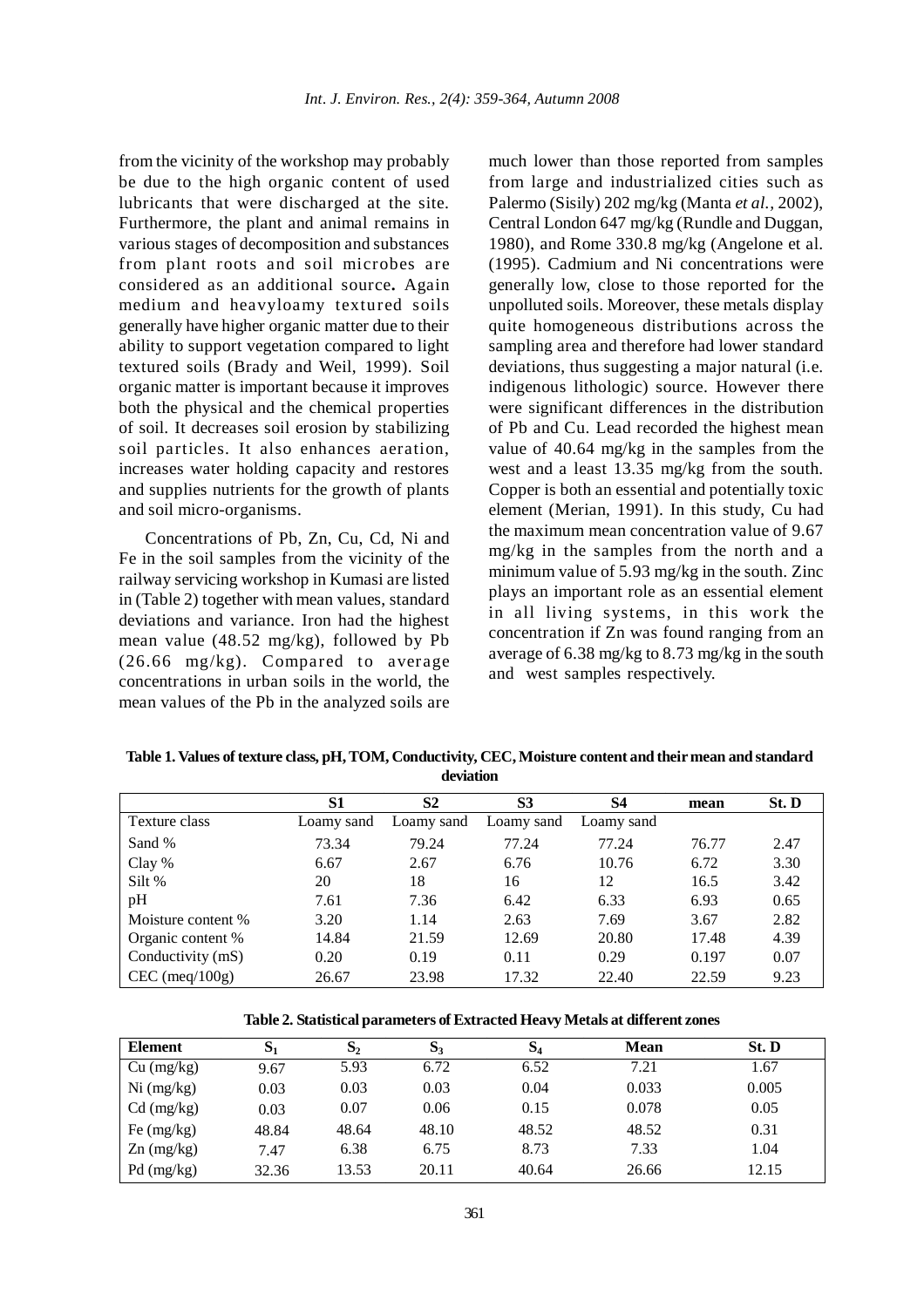from the vicinity of the workshop may probably be due to the high organic content of used lubricants that were discharged at the site. Furthermore, the plant and animal remains in various stages of decomposition and substances from plant roots and soil microbes are considered as an additional source**.** Again medium and heavyloamy textured soils generally have higher organic matter due to their ability to support vegetation compared to light textured soils (Brady and Weil, 1999). Soil organic matter is important because it improves both the physical and the chemical properties of soil. It decreases soil erosion by stabilizing soil particles. It also enhances aeration, increases water holding capacity and restores and supplies nutrients for the growth of plants and soil micro-organisms.

Concentrations of Pb, Zn, Cu, Cd, Ni and Fe in the soil samples from the vicinity of the railway servicing workshop in Kumasi are listed in (Table 2) together with mean values, standard deviations and variance. Iron had the highest mean value (48.52 mg/kg), followed by Pb (26.66 mg/kg). Compared to average concentrations in urban soils in the world, the mean values of the Pb in the analyzed soils are much lower than those reported from samples from large and industrialized cities such as Palermo (Sisily) 202 mg/kg (Manta *et al.*, 2002), Central London 647 mg/kg (Rundle and Duggan, 1980), and Rome 330.8 mg/kg (Angelone et al. (1995). Cadmium and Ni concentrations were generally low, close to those reported for the unpolluted soils. Moreover, these metals display quite homogeneous distributions across the sampling area and therefore had lower standard deviations, thus suggesting a major natural (i.e. indigenous lithologic) source. However there were significant differences in the distribution of Pb and Cu. Lead recorded the highest mean value of 40.64 mg/kg in the samples from the west and a least 13.35 mg/kg from the south. Copper is both an essential and potentially toxic element (Merian, 1991). In this study, Cu had the maximum mean concentration value of 9.67 mg/kg in the samples from the north and a minimum value of 5.93 mg/kg in the south. Zinc plays an important role as an essential element in all living systems, in this work the concentration if Zn was found ranging from an average of 6.38 mg/kg to 8.73 mg/kg in the south and west samples respectively.

**Table 1. Values of texture class, pH, TOM, Conductivity, CEC, Moisture content and their mean and standard deviation**

| | S1 | S2 | S3 | S4 | mean | St. D |
|---|---|---|---|---|---|---|
| Texture class | Loamy sand | Loamy sand | Loamy sand | Loamy sand | | |
| Sand % | 73.34 | 79.24 | 77.24 | 77.24 | 76.77 | 2.47 |
| Clay % | 6.67 | 2.67 | 6.76 | 10.76 | 6.72 | 3.30 |
| Silt % | 20 | 18 | 16 | 12 | 16.5 | 3.42 |
| pH | 7.61 | 7.36 | 6.42 | 6.33 | 6.93 | 0.65 |
| Moisture content % | 3.20 | 1.14 | 2.63 | 7.69 | 3.67 | 2.82 |
| Organic content % | 14.84 | 21.59 | 12.69 | 20.80 | 17.48 | 4.39 |
| Conductivity (mS) | 0.20 | 0.19 | 0.11 | 0.29 | 0.197 | 0.07 |
| CEC (meq/100g) | 26.67 | 23.98 | 17.32 | 22.40 | 22.59 | 9.23 |

**Table 2. Statistical parameters of Extracted Heavy Metals at different zones**

| Element | $S_1$ | $S_2$ | $S_3$ | $S_4$ | Mean | St. D |
|---|---|---|---|---|---|---|
| Cu (mg/kg) | 9.67 | 5.93 | 6.72 | 6.52 | 7.21 | 1.67 |
| Ni (mg/kg) | 0.03 | 0.03 | 0.03 | 0.04 | 0.033 | 0.005 |
| Cd (mg/kg) | 0.03 | 0.07 | 0.06 | 0.15 | 0.078 | 0.05 |
| Fe (mg/kg) | 48.84 | 48.64 | 48.10 | 48.52 | 48.52 | 0.31 |
| Zn (mg/kg) | 7.47 | 6.38 | 6.75 | 8.73 | 7.33 | 1.04 |
| Pd (mg/kg) | 32.36 | 13.53 | 20.11 | 40.64 | 26.66 | 12.15 |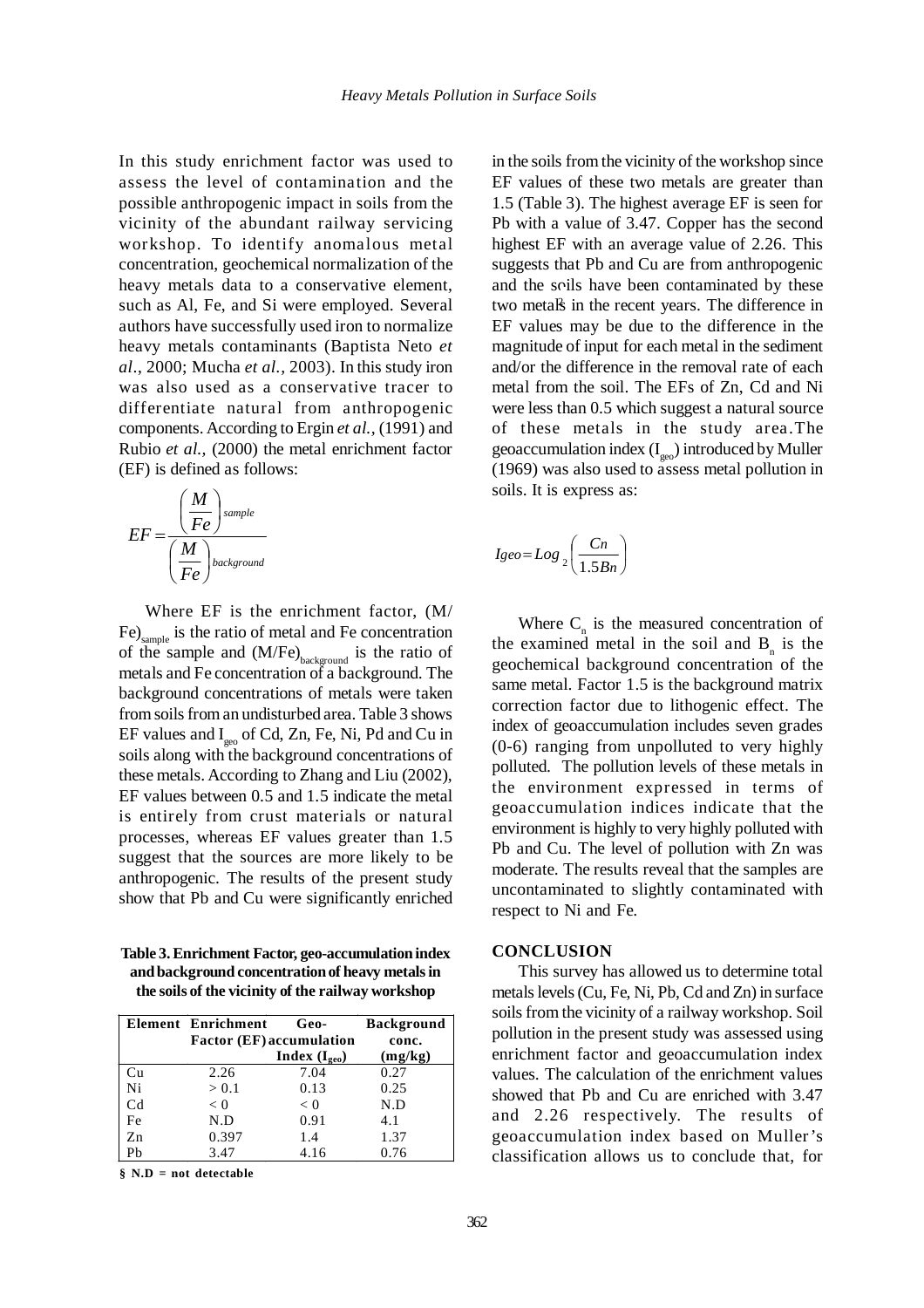In this study enrichment factor was used to assess the level of contamination and the possible anthropogenic impact in soils from the vicinity of the abundant railway servicing workshop. To identify anomalous metal concentration, geochemical normalization of the heavy metals data to a conservative element, such as Al, Fe, and Si were employed. Several authors have successfully used iron to normalize heavy metals contaminants (Baptista Neto *et al*., 2000; Mucha *et al.,* 2003). In this study iron was also used as a conservative tracer to differentiate natural from anthropogenic components. According to Ergin *et al.,* (1991) and Rubio *et al.,* (2000) the metal enrichment factor (EF) is defined as follows:

$$EF = \frac{\left(\frac{M}{Fe}\right)_{sample}}{\left(\frac{M}{Fe}\right)_{background}}$$

Where EF is the enrichment factor, $(M/Fe)_{sample}$ is the ratio of metal and Fe concentration of the sample and $(M/Fe)_{background}$ is the ratio of metals and Fe concentration of a background. The background concentrations of metals were taken from soils from an undisturbed area. Table 3 shows EF values and $I_{geo}$ of Cd, Zn, Fe, Ni, Pd and Cu in soils along with the background concentrations of these metals. According to Zhang and Liu (2002), EF values between 0.5 and 1.5 indicate the metal is entirely from crust materials or natural processes, whereas EF values greater than 1.5 suggest that the sources are more likely to be anthropogenic. The results of the present study show that Pb and Cu were significantly enriched in the soils from the vicinity of the workshop since EF values of these two metals are greater than 1.5 (Table 3). The highest average EF is seen for Pb with a value of 3.47. Copper has the second highest EF with an average value of 2.26. This suggests that Pb and Cu are from anthropogenic and the soils have been contaminated by these two metals in the recent years. The difference in EF values may be due to the difference in the magnitude of input for each metal in the sediment and/or the difference in the removal rate of each metal from the soil. The EFs of Zn, Cd and Ni were less than 0.5 which suggest a natural source of these metals in the study area.The geoaccumulation index ($I_{geo}$) introduced by Muller (1969) was also used to assess metal pollution in soils. It is express as:

$$Igeo = Log_2\left(\frac{Cn}{1.5Bn}\right)$$

Where $C_n$ is the measured concentration of the examined metal in the soil and $B_n$ is the geochemical background concentration of the same metal. Factor 1.5 is the background matrix correction factor due to lithogenic effect. The index of geoaccumulation includes seven grades (0-6) ranging from unpolluted to very highly polluted. The pollution levels of these metals in the environment expressed in terms of geoaccumulation indices indicate that the environment is highly to very highly polluted with Pb and Cu. The level of pollution with Zn was moderate. The results reveal that the samples are uncontaminated to slightly contaminated with respect to Ni and Fe.

**Table 3. Enrichment Factor, geo-accumulation index and background concentration of heavy metals in the soils of the vicinity of the railway workshop**

| Element | Enrichment Factor (EF) | Geo-accumulation Index ($I_{geo}$) | Background conc. (mg/kg) |
|---|---|---|---|
| Cu | 2.26 | 7.04 | 0.27 |
| Ni | > 0.1 | 0.13 | 0.25 |
| Cd | < 0 | < 0 | N.D |
| Fe | N.D | 0.91 | 4.1 |
| Zn | 0.397 | 1.4 | 1.37 |
| Pb | 3.47 | 4.16 | 0.76 |

**§ N.D = not detectable**

## CONCLUSION

This survey has allowed us to determine total metals levels (Cu, Fe, Ni, Pb, Cd and Zn) in surface soils from the vicinity of a railway workshop. Soil pollution in the present study was assessed using enrichment factor and geoaccumulation index values. The calculation of the enrichment values showed that Pb and Cu are enriched with 3.47 and 2.26 respectively. The results of geoaccumulation index based on Muller's classification allows us to conclude that, for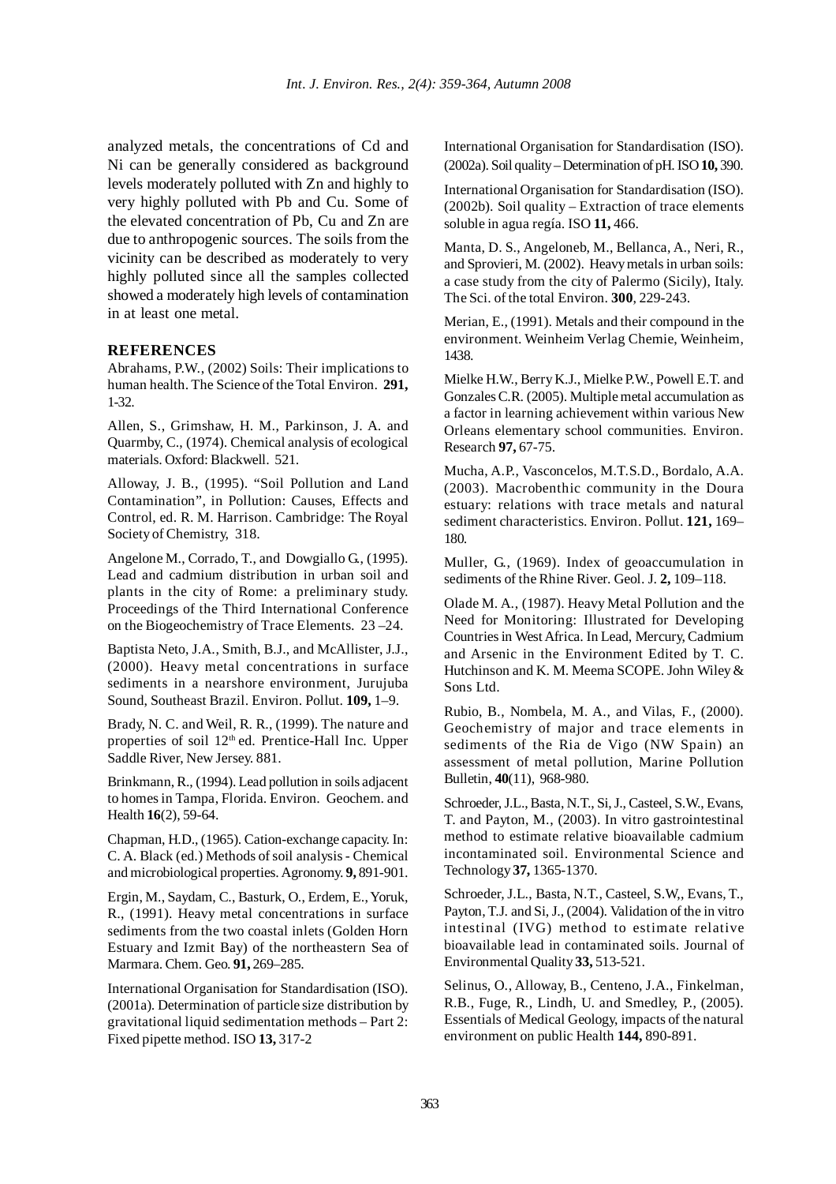analyzed metals, the concentrations of Cd and Ni can be generally considered as background levels moderately polluted with Zn and highly to very highly polluted with Pb and Cu. Some of the elevated concentration of Pb, Cu and Zn are due to anthropogenic sources. The soils from the vicinity can be described as moderately to very highly polluted since all the samples collected showed a moderately high levels of contamination in at least one metal.

## REFERENCES

Abrahams, P.W., (2002) Soils: Their implications to human health. The Science of the Total Environ. **291,** 1-32.

Allen, S., Grimshaw, H. M., Parkinson, J. A. and Quarmby, C., (1974). Chemical analysis of ecological materials. Oxford: Blackwell. 521.

Alloway, J. B., (1995). "Soil Pollution and Land Contamination", in Pollution: Causes, Effects and Control, ed. R. M. Harrison. Cambridge: The Royal Society of Chemistry, 318.

Angelone M., Corrado, T., and Dowgiallo G., (1995). Lead and cadmium distribution in urban soil and plants in the city of Rome: a preliminary study. Proceedings of the Third International Conference on the Biogeochemistry of Trace Elements. 23 –24.

Baptista Neto, J.A., Smith, B.J., and McAllister, J.J., (2000). Heavy metal concentrations in surface sediments in a nearshore environment, Jurujuba Sound, Southeast Brazil. Environ. Pollut. **109,** 1–9.

Brady, N. C. and Weil, R. R., (1999). The nature and properties of soil 12th ed. Prentice-Hall Inc. Upper Saddle River, New Jersey. 881.

Brinkmann, R., (1994). Lead pollution in soils adjacent to homes in Tampa, Florida. Environ. Geochem. and Health **16**(2), 59-64.

Chapman, H.D., (1965). Cation-exchange capacity. In: C. A. Black (ed.) Methods of soil analysis - Chemical and microbiological properties. Agronomy. **9,** 891-901.

Ergin, M., Saydam, C., Basturk, O., Erdem, E., Yoruk, R., (1991). Heavy metal concentrations in surface sediments from the two coastal inlets (Golden Horn Estuary and Izmit Bay) of the northeastern Sea of Marmara. Chem. Geo. **91,** 269–285.

International Organisation for Standardisation (ISO). (2001a). Determination of particle size distribution by gravitational liquid sedimentation methods – Part 2: Fixed pipette method. ISO **13,** 317-2

International Organisation for Standardisation (ISO). (2002a). Soil quality – Determination of pH. ISO **10,** 390.

International Organisation for Standardisation (ISO). (2002b). Soil quality – Extraction of trace elements soluble in agua regía. ISO **11,** 466.

Manta, D. S., Angeloneb, M., Bellanca, A., Neri, R., and Sprovieri, M. (2002). Heavy metals in urban soils: a case study from the city of Palermo (Sicily), Italy. The Sci. of the total Environ. **300**, 229-243.

Merian, E., (1991). Metals and their compound in the environment. Weinheim Verlag Chemie, Weinheim, 1438.

Mielke H.W., Berry K.J., Mielke P.W., Powell E.T. and Gonzales C.R. (2005). Multiple metal accumulation as a factor in learning achievement within various New Orleans elementary school communities. Environ. Research **97,** 67-75.

Mucha, A.P., Vasconcelos, M.T.S.D., Bordalo, A.A. (2003). Macrobenthic community in the Doura estuary: relations with trace metals and natural sediment characteristics. Environ. Pollut. **121,** 169–180.

Muller, G., (1969). Index of geoaccumulation in sediments of the Rhine River. Geol. J. **2,** 109–118.

Olade M. A., (1987). Heavy Metal Pollution and the Need for Monitoring: Illustrated for Developing Countries in West Africa. In Lead, Mercury, Cadmium and Arsenic in the Environment Edited by T. C. Hutchinson and K. M. Meema SCOPE. John Wiley & Sons Ltd.

Rubio, B., Nombela, M. A., and Vilas, F., (2000). Geochemistry of major and trace elements in sediments of the Ria de Vigo (NW Spain) an assessment of metal pollution, Marine Pollution Bulletin, **40**(11), 968-980.

Schroeder, J.L., Basta, N.T., Si, J., Casteel, S.W., Evans, T. and Payton, M., (2003). In vitro gastrointestinal method to estimate relative bioavailable cadmium incontaminated soil. Environmental Science and Technology **37,** 1365-1370.

Schroeder, J.L., Basta, N.T., Casteel, S.W,, Evans, T., Payton, T.J. and Si, J., (2004). Validation of the in vitro intestinal (IVG) method to estimate relative bioavailable lead in contaminated soils. Journal of Environmental Quality **33,** 513-521.

Selinus, O., Alloway, B., Centeno, J.A., Finkelman, R.B., Fuge, R., Lindh, U. and Smedley, P., (2005). Essentials of Medical Geology, impacts of the natural environment on public Health **144,** 890-891.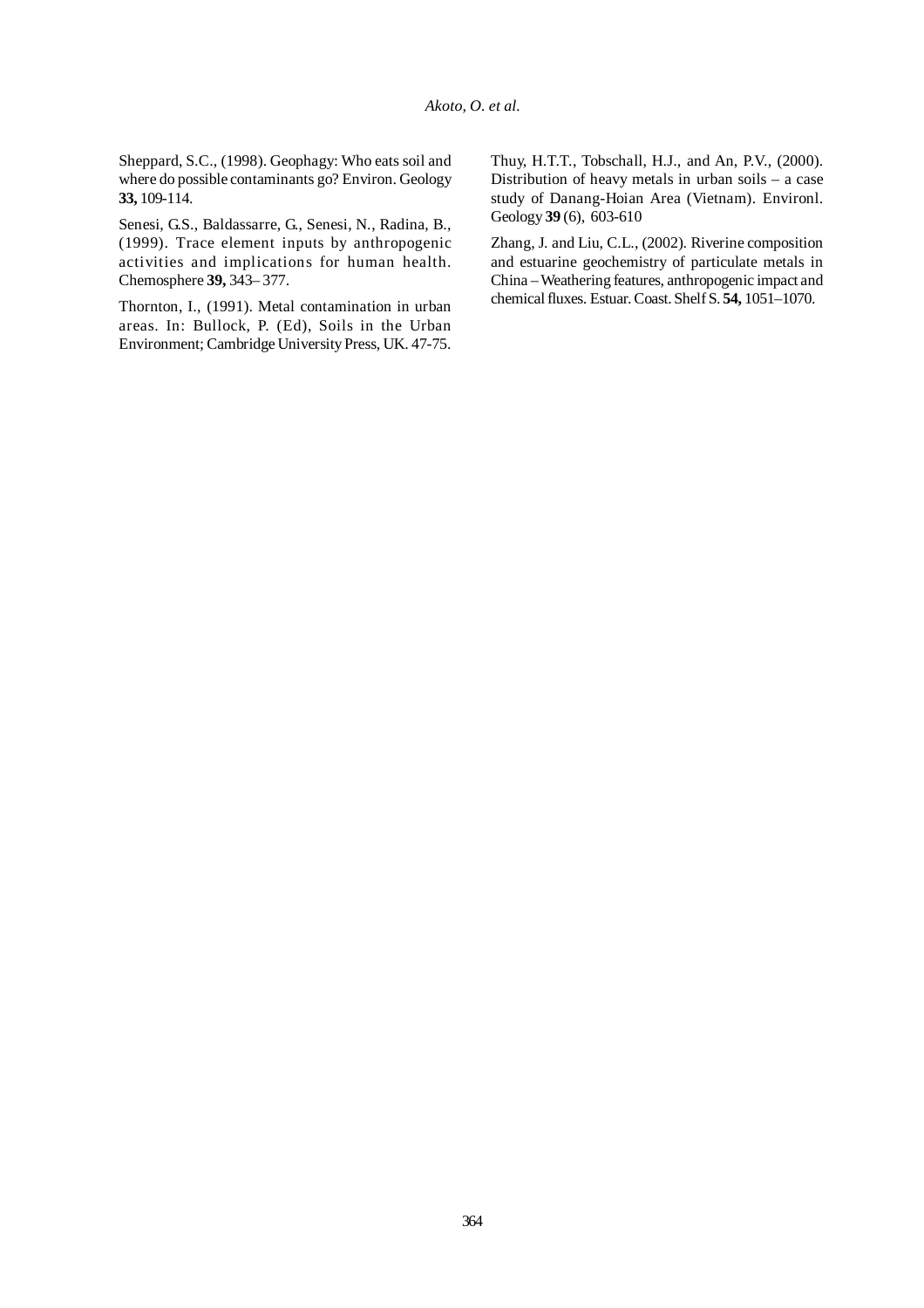Sheppard, S.C., (1998). Geophagy: Who eats soil and where do possible contaminants go? Environ. Geology **33,** 109-114.

Senesi, G.S., Baldassarre, G., Senesi, N., Radina, B., (1999). Trace element inputs by anthropogenic activities and implications for human health. Chemosphere **39,** 343– 377.

Thornton, I., (1991). Metal contamination in urban areas. In: Bullock, P. (Ed), Soils in the Urban Environment; Cambridge University Press, UK. 47-75.

Thuy, H.T.T., Tobschall, H.J., and An, P.V., (2000). Distribution of heavy metals in urban soils – a case study of Danang-Hoian Area (Vietnam). Environl. Geology **39** (6), 603-610

Zhang, J. and Liu, C.L., (2002). Riverine composition and estuarine geochemistry of particulate metals in China – Weathering features, anthropogenic impact and chemical fluxes. Estuar. Coast. Shelf S. **54,** 1051–1070.